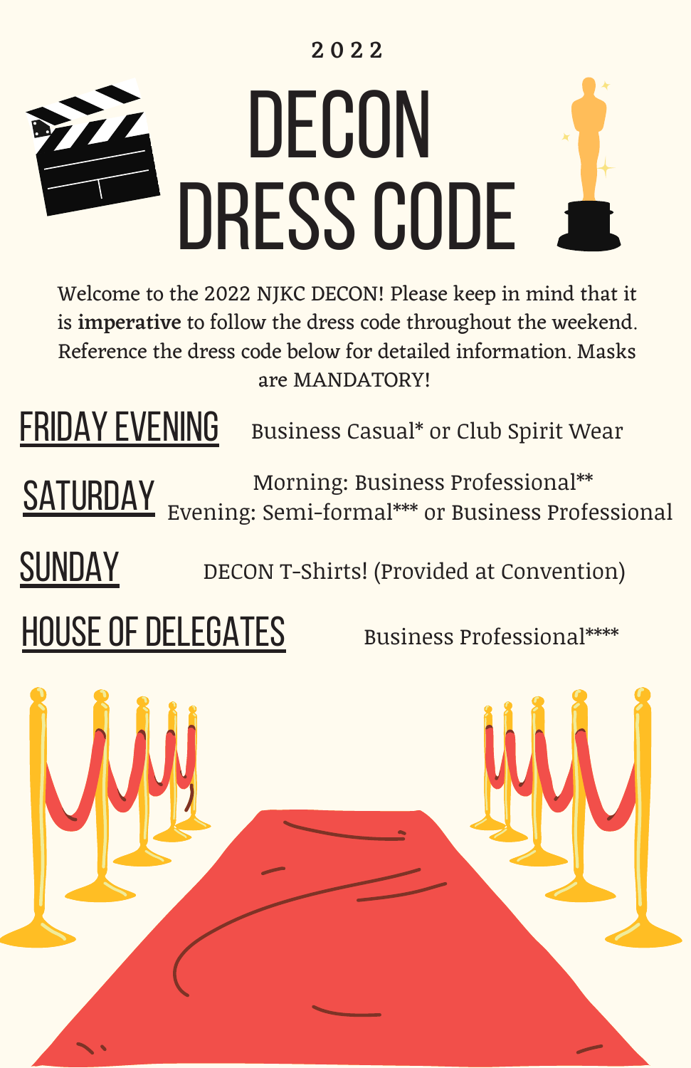2022

# DECON DRESS CODE

Welcome to the 2022 NJKC DECON! Please keep in mind that it is **imperative** to follow the dress code throughout the weekend. Reference the dress code below for detailed information. Masks are MANDATORY!

## FRIDAY EVENING

Business Casual* or Club Spirit Wear

## SATURDAY

Morning: Business Professional**
Evening: Semi-formal*** or Business Professional

## SUNDAY

DECON T-Shirts! (Provided at Convention)

## HOUSE OF DELEGATES

Business Professional****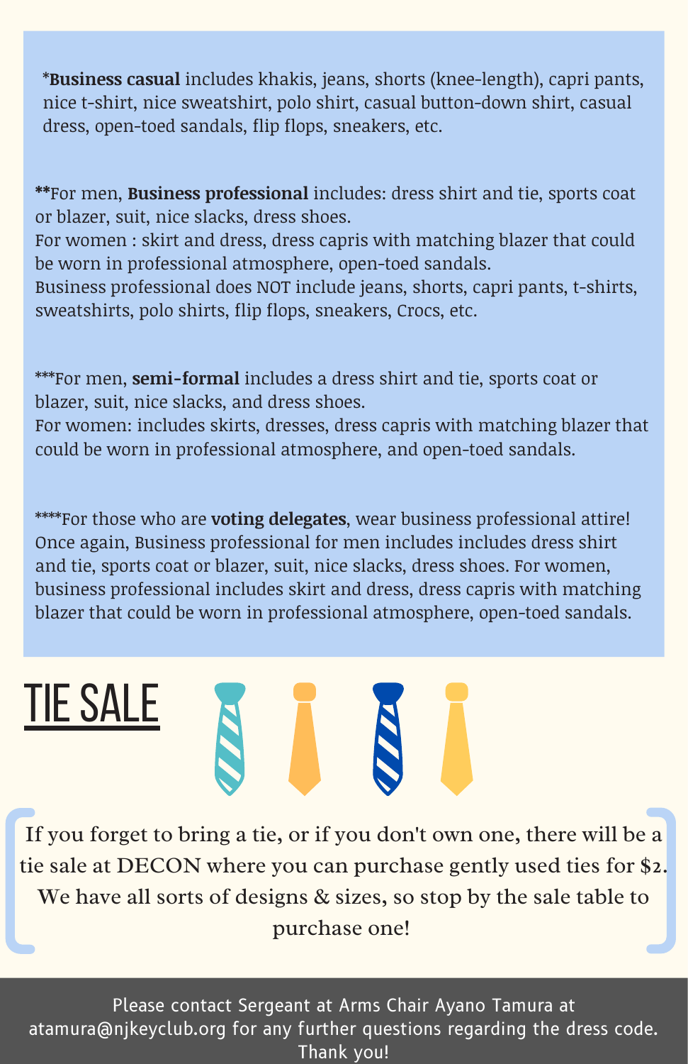*__Business casual__ includes khakis, jeans, shorts (knee-length), capri pants, nice t-shirt, nice sweatshirt, polo shirt, casual button-down shirt, casual dress, open-toed sandals, flip flops, sneakers, etc.

**For men, **Business professional** includes: dress shirt and tie, sports coat or blazer, suit, nice slacks, dress shoes.
For women : skirt and dress, dress capris with matching blazer that could be worn in professional atmosphere, open-toed sandals.
Business professional does NOT include jeans, shorts, capri pants, t-shirts, sweatshirts, polo shirts, flip flops, sneakers, Crocs, etc.

***For men, **semi-formal** includes a dress shirt and tie, sports coat or blazer, suit, nice slacks, and dress shoes.
For women: includes skirts, dresses, dress capris with matching blazer that could be worn in professional atmosphere, and open-toed sandals.

****For those who are **voting delegates**, wear business professional attire! Once again, Business professional for men includes includes dress shirt and tie, sports coat or blazer, suit, nice slacks, dress shoes. For women, business professional includes skirt and dress, dress capris with matching blazer that could be worn in professional atmosphere, open-toed sandals.

# TIE SALE

If you forget to bring a tie, or if you don't own one, there will be a tie sale at DECON where you can purchase gently used ties for $2. We have all sorts of designs & sizes, so stop by the sale table to purchase one!

Please contact Sergeant at Arms Chair Ayano Tamura at atamura@njkeyclub.org for any further questions regarding the dress code. Thank you!